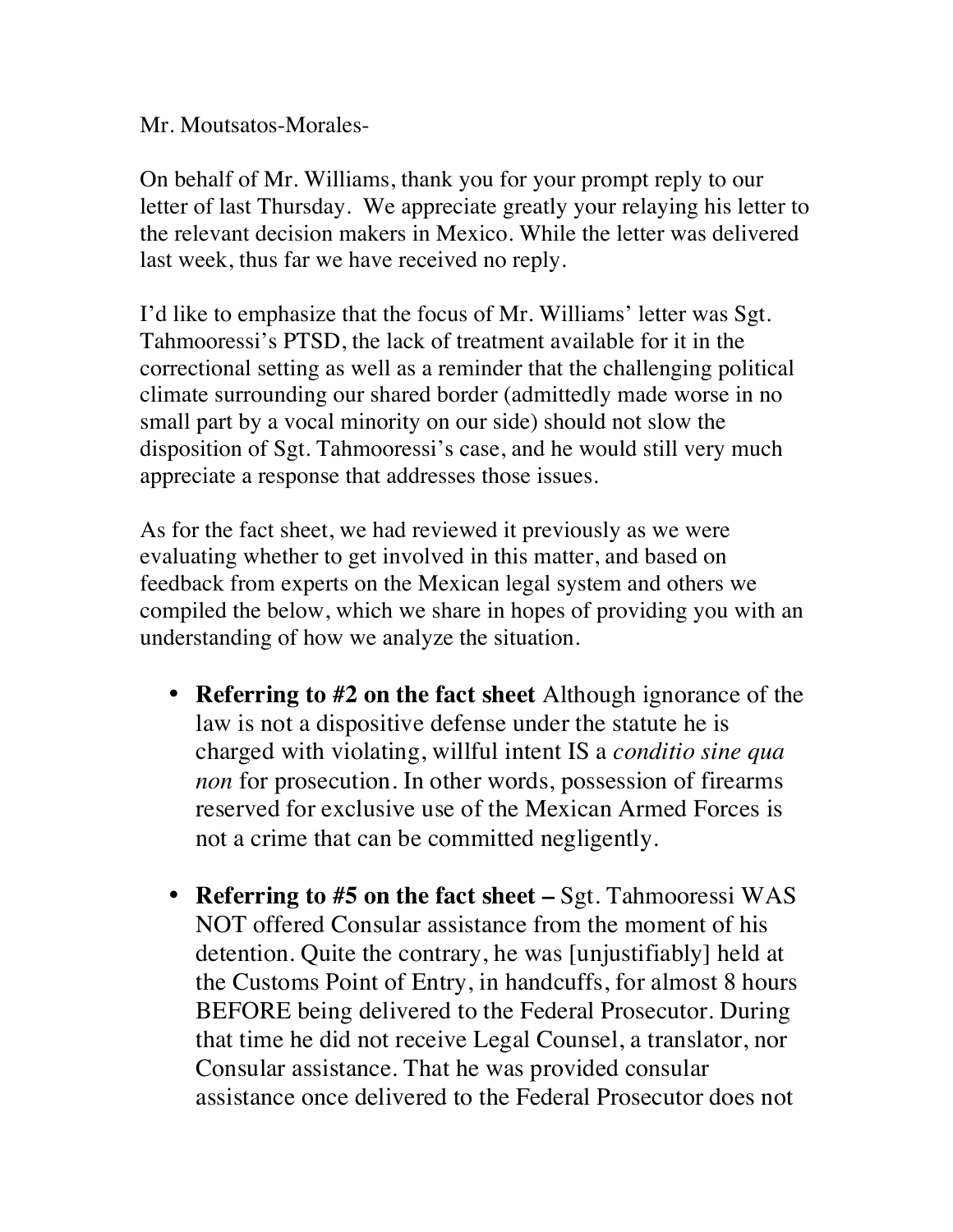Mr. Moutsatos-Morales-

On behalf of Mr. Williams, thank you for your prompt reply to our letter of last Thursday. We appreciate greatly your relaying his letter to the relevant decision makers in Mexico. While the letter was delivered last week, thus far we have received no reply.

I'd like to emphasize that the focus of Mr. Williams' letter was Sgt. Tahmooressi's PTSD, the lack of treatment available for it in the correctional setting as well as a reminder that the challenging political climate surrounding our shared border (admittedly made worse in no small part by a vocal minority on our side) should not slow the disposition of Sgt. Tahmooressi's case, and he would still very much appreciate a response that addresses those issues.

As for the fact sheet, we had reviewed it previously as we were evaluating whether to get involved in this matter, and based on feedback from experts on the Mexican legal system and others we compiled the below, which we share in hopes of providing you with an understanding of how we analyze the situation.

- **Referring to #2 on the fact sheet** Although ignorance of the law is not a dispositive defense under the statute he is charged with violating, willful intent IS a *conditio sine qua non* for prosecution. In other words, possession of firearms reserved for exclusive use of the Mexican Armed Forces is not a crime that can be committed negligently.

- **Referring to #5 on the fact sheet –** Sgt. Tahmooressi WAS NOT offered Consular assistance from the moment of his detention. Quite the contrary, he was [unjustifiably] held at the Customs Point of Entry, in handcuffs, for almost 8 hours BEFORE being delivered to the Federal Prosecutor. During that time he did not receive Legal Counsel, a translator, nor Consular assistance. That he was provided consular assistance once delivered to the Federal Prosecutor does not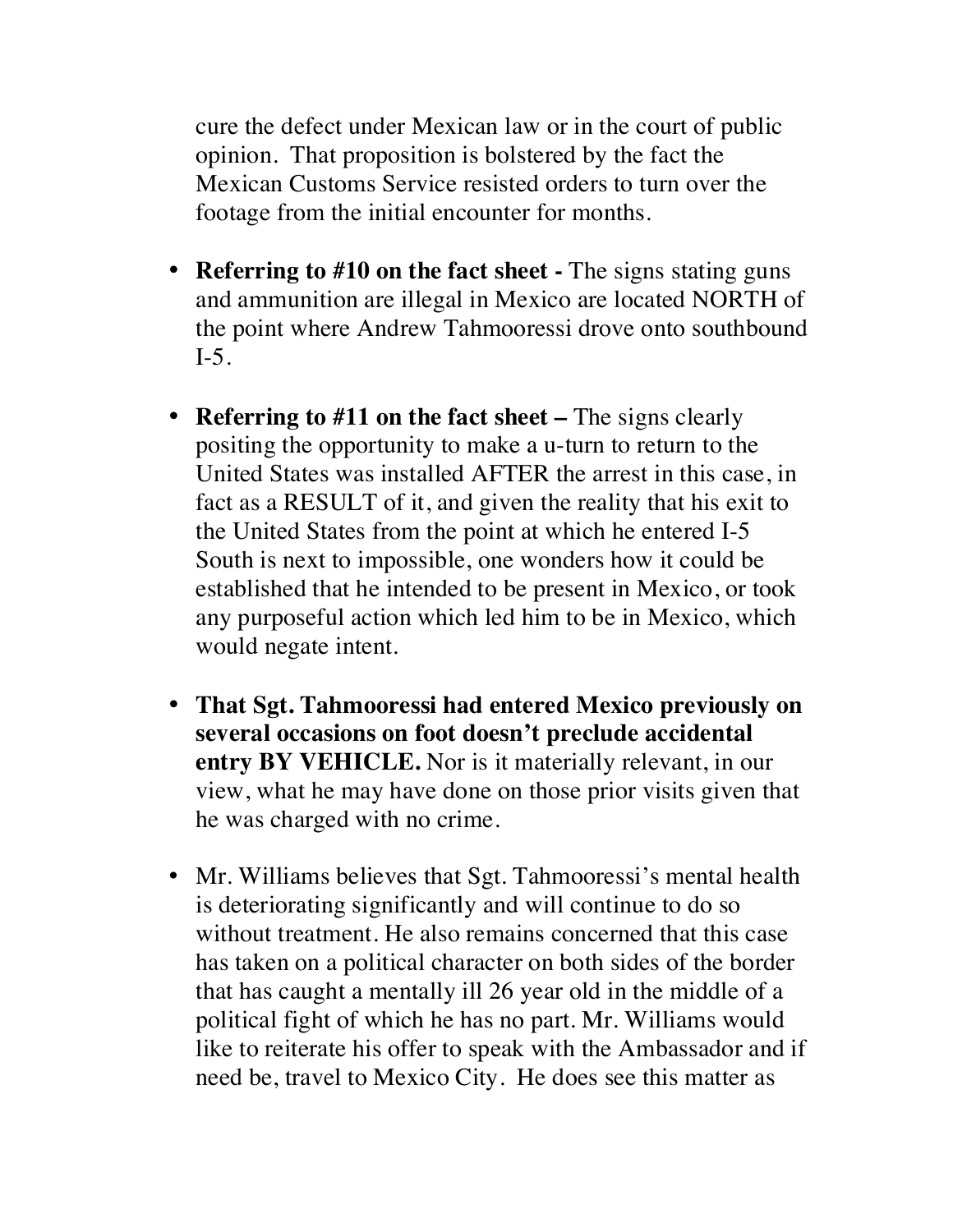cure the defect under Mexican law or in the court of public opinion.  That proposition is bolstered by the fact the Mexican Customs Service resisted orders to turn over the footage from the initial encounter for months.

- **Referring to #10 on the fact sheet -** The signs stating guns and ammunition are illegal in Mexico are located NORTH of the point where Andrew Tahmooressi drove onto southbound I-5.

- **Referring to #11 on the fact sheet –** The signs clearly positing the opportunity to make a u-turn to return to the United States was installed AFTER the arrest in this case, in fact as a RESULT of it, and given the reality that his exit to the United States from the point at which he entered I-5 South is next to impossible, one wonders how it could be established that he intended to be present in Mexico, or took any purposeful action which led him to be in Mexico, which would negate intent.

- **That Sgt. Tahmooressi had entered Mexico previously on several occasions on foot doesn't preclude accidental entry BY VEHICLE.** Nor is it materially relevant, in our view, what he may have done on those prior visits given that he was charged with no crime.

- Mr. Williams believes that Sgt. Tahmooressi's mental health is deteriorating significantly and will continue to do so without treatment. He also remains concerned that this case has taken on a political character on both sides of the border that has caught a mentally ill 26 year old in the middle of a political fight of which he has no part. Mr. Williams would like to reiterate his offer to speak with the Ambassador and if need be, travel to Mexico City.  He does see this matter as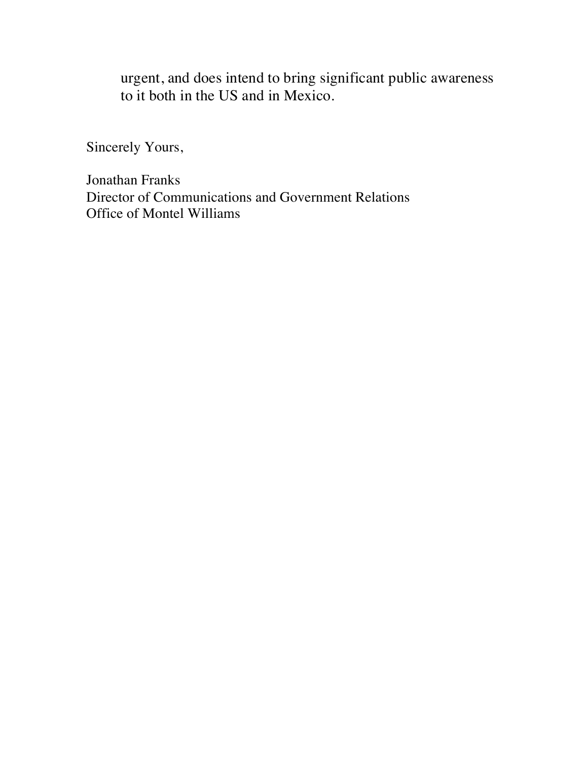urgent, and does intend to bring significant public awareness to it both in the US and in Mexico.

Sincerely Yours,

Jonathan Franks
Director of Communications and Government Relations
Office of Montel Williams